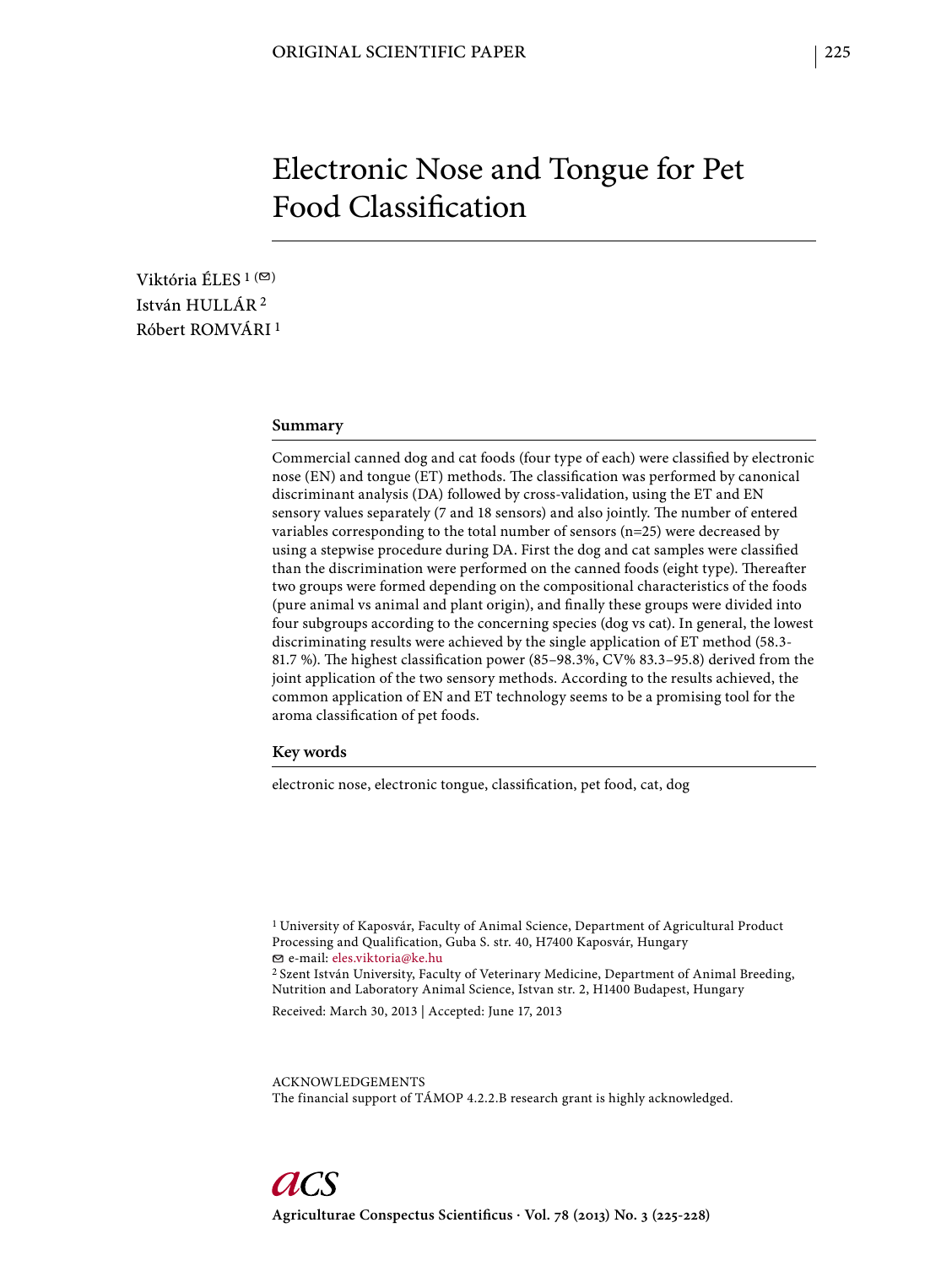# Electronic Nose and Tongue for Pet Food Classification

Viktória ÉLES [1] (✉)
István HULLÁR [2]
Róbert ROMVÁRI [1]

## Summary

Commercial canned dog and cat foods (four type of each) were classified by electronic nose (EN) and tongue (ET) methods. The classification was performed by canonical discriminant analysis (DA) followed by cross-validation, using the ET and EN sensory values separately (7 and 18 sensors) and also jointly. The number of entered variables corresponding to the total number of sensors (n=25) were decreased by using a stepwise procedure during DA. First the dog and cat samples were classified than the discrimination were performed on the canned foods (eight type). Thereafter two groups were formed depending on the compositional characteristics of the foods (pure animal vs animal and plant origin), and finally these groups were divided into four subgroups according to the concerning species (dog vs cat). In general, the lowest discriminating results were achieved by the single application of ET method (58.3-81.7 %). The highest classification power (85–98.3%, CV% 83.3–95.8) derived from the joint application of the two sensory methods. According to the results achieved, the common application of EN and ET technology seems to be a promising tool for the aroma classification of pet foods.

## Key words

electronic nose, electronic tongue, classification, pet food, cat, dog

[1] University of Kaposvár, Faculty of Animal Science, Department of Agricultural Product Processing and Qualification, Guba S. str. 40, H7400 Kaposvár, Hungary
✉ e-mail: eles.viktoria@ke.hu
[2] Szent István University, Faculty of Veterinary Medicine, Department of Animal Breeding, Nutrition and Laboratory Animal Science, Istvan str. 2, H1400 Budapest, Hungary

Received: March 30, 2013 | Accepted: June 17, 2013

ACKNOWLEDGEMENTS
The financial support of TÁMOP 4.2.2.B research grant is highly acknowledged.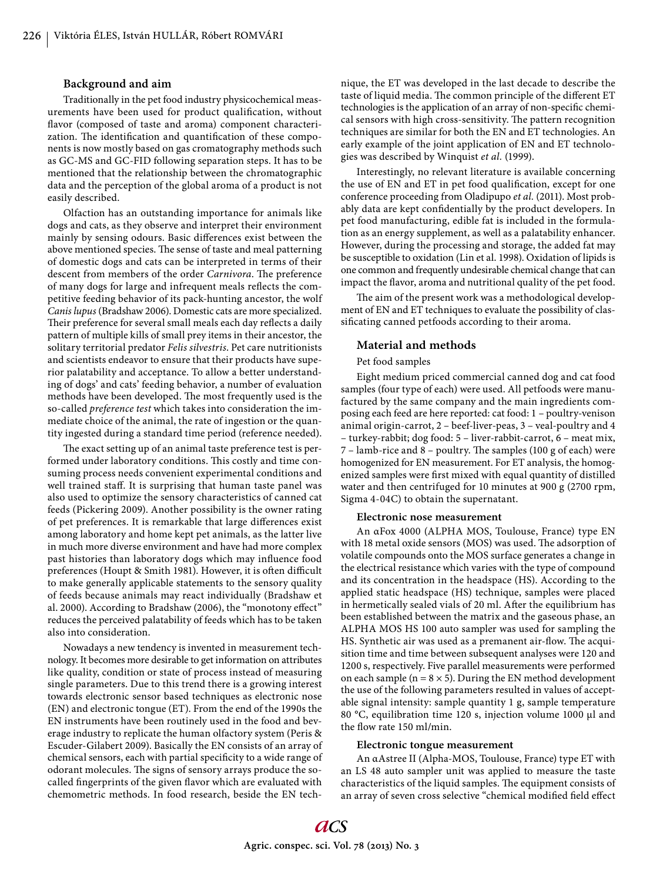### Background and aim

Traditionally in the pet food industry physicochemical measurements have been used for product qualification, without flavor (composed of taste and aroma) component characterization. The identification and quantification of these components is now mostly based on gas cromatography methods such as GC-MS and GC-FID following separation steps. It has to be mentioned that the relationship between the chromatographic data and the perception of the global aroma of a product is not easily described.

Olfaction has an outstanding importance for animals like dogs and cats, as they observe and interpret their environment mainly by sensing odours. Basic differences exist between the above mentioned species. The sense of taste and meal patterning of domestic dogs and cats can be interpreted in terms of their descent from members of the order *Carnivora*. The preference of many dogs for large and infrequent meals reflects the competitive feeding behavior of its pack-hunting ancestor, the wolf *Canis lupus* (Bradshaw 2006). Domestic cats are more specialized. Their preference for several small meals each day reflects a daily pattern of multiple kills of small prey items in their ancestor, the solitary territorial predator *Felis silvestris*. Pet care nutritionists and scientists endeavor to ensure that their products have superior palatability and acceptance. To allow a better understanding of dogs' and cats' feeding behavior, a number of evaluation methods have been developed. The most frequently used is the so-called *preference test* which takes into consideration the immediate choice of the animal, the rate of ingestion or the quantity ingested during a standard time period (reference needed).

The exact setting up of an animal taste preference test is performed under laboratory conditions. This costly and time consuming process needs convenient experimental conditions and well trained staff. It is surprising that human taste panel was also used to optimize the sensory characteristics of canned cat feeds (Pickering 2009). Another possibility is the owner rating of pet preferences. It is remarkable that large differences exist among laboratory and home kept pet animals, as the latter live in much more diverse environment and have had more complex past histories than laboratory dogs which may influence food preferences (Houpt & Smith 1981). However, it is often difficult to make generally applicable statements to the sensory quality of feeds because animals may react individually (Bradshaw et al. 2000). According to Bradshaw (2006), the "monotony effect" reduces the perceived palatability of feeds which has to be taken also into consideration.

Nowadays a new tendency is invented in measurement technology. It becomes more desirable to get information on attributes like quality, condition or state of process instead of measuring single parameters. Due to this trend there is a growing interest towards electronic sensor based techniques as electronic nose (EN) and electronic tongue (ET). From the end of the 1990s the EN instruments have been routinely used in the food and beverage industry to replicate the human olfactory system (Peris & Escuder-Gilabert 2009). Basically the EN consists of an array of chemical sensors, each with partial specificity to a wide range of odorant molecules. The signs of sensory arrays produce the so-called fingerprints of the given flavor which are evaluated with chemometric methods. In food research, beside the EN technique, the ET was developed in the last decade to describe the taste of liquid media. The common principle of the different ET technologies is the application of an array of non-specific chemical sensors with high cross-sensitivity. The pattern recognition techniques are similar for both the EN and ET technologies. An early example of the joint application of EN and ET technologies was described by Winquist *et al.* (1999).

Interestingly, no relevant literature is available concerning the use of EN and ET in pet food qualification, except for one conference proceeding from Oladipupo *et al.* (2011). Most probably data are kept confidentially by the product developers. In pet food manufacturing, edible fat is included in the formulation as an energy supplement, as well as a palatability enhancer. However, during the processing and storage, the added fat may be susceptible to oxidation (Lin et al. 1998). Oxidation of lipids is one common and frequently undesirable chemical change that can impact the flavor, aroma and nutritional quality of the pet food.

The aim of the present work was a methodological development of EN and ET techniques to evaluate the possibility of classificating canned petfoods according to their aroma.

### Material and methods

Pet food samples

Eight medium priced commercial canned dog and cat food samples (four type of each) were used. All petfoods were manufactured by the same company and the main ingredients composing each feed are here reported: cat food: 1 – poultry-venison animal origin-carrot, 2 – beef-liver-peas, 3 – veal-poultry and 4 – turkey-rabbit; dog food: 5 – liver-rabbit-carrot, 6 – meat mix, 7 – lamb-rice and 8 – poultry. The samples (100 g of each) were homogenized for EN measurement. For ET analysis, the homogenized samples were first mixed with equal quantity of distilled water and then centrifuged for 10 minutes at 900 g (2700 rpm, Sigma 4-04C) to obtain the supernatant.

#### Electronic nose measurement

An αFox 4000 (ALPHA MOS, Toulouse, France) type EN with 18 metal oxide sensors (MOS) was used. The adsorption of volatile compounds onto the MOS surface generates a change in the electrical resistance which varies with the type of compound and its concentration in the headspace (HS). According to the applied static headspace (HS) technique, samples were placed in hermetically sealed vials of 20 ml. After the equilibrium has been established between the matrix and the gaseous phase, an ALPHA MOS HS 100 auto sampler was used for sampling the HS. Synthetic air was used as a premanent air-flow. The acquisition time and time between subsequent analyses were 120 and 1200 s, respectively. Five parallel measurements were performed on each sample ($n = 8 \times 5$). During the EN method development the use of the following parameters resulted in values of acceptable signal intensity: sample quantity 1 g, sample temperature 80 °C, equilibration time 120 s, injection volume 1000 µl and the flow rate 150 ml/min.

#### Electronic tongue measurement

An αAstree II (Alpha-MOS, Toulouse, France) type ET with an LS 48 auto sampler unit was applied to measure the taste characteristics of the liquid samples. The equipment consists of an array of seven cross selective "chemical modified field effect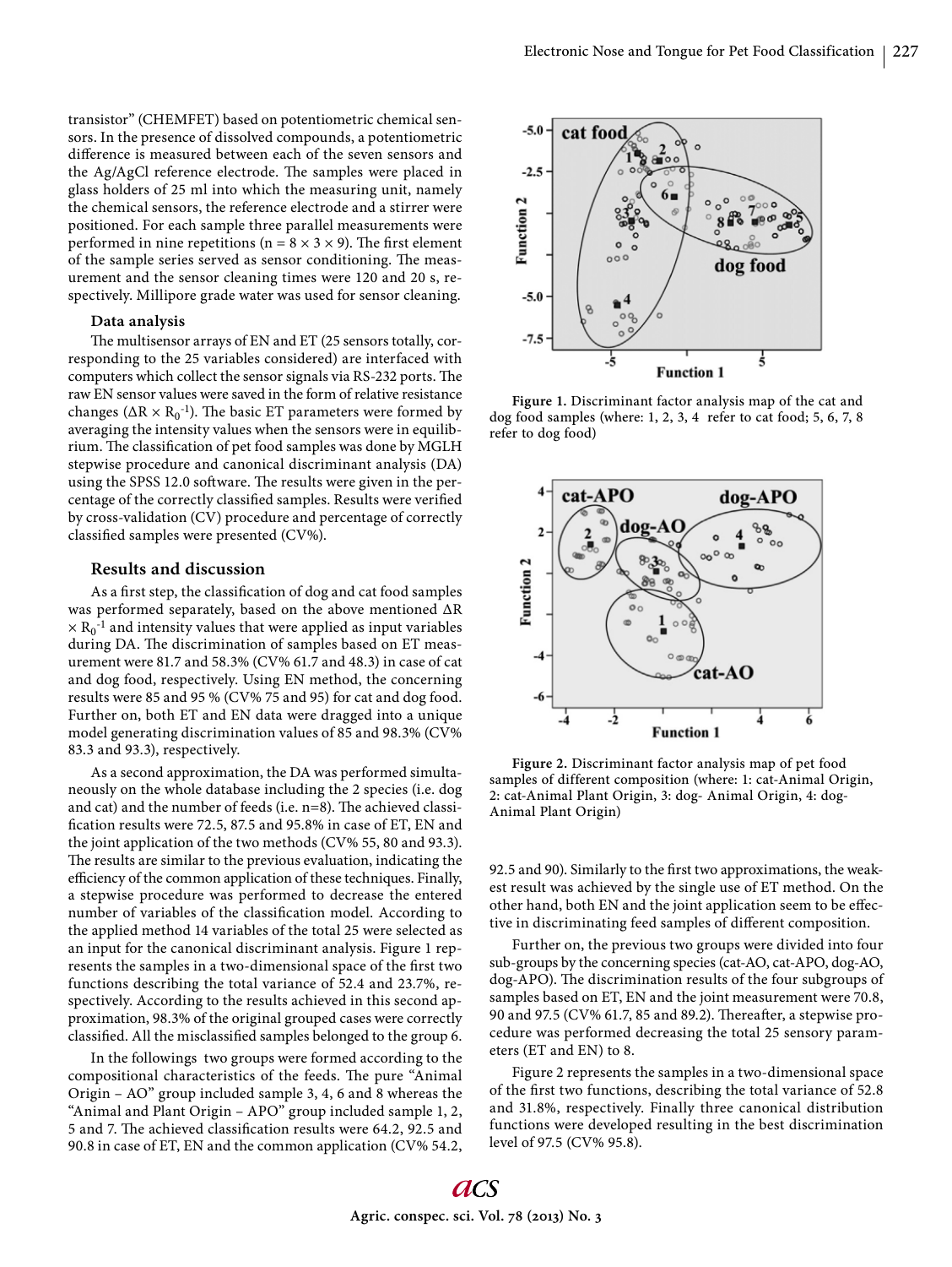transistor" (CHEMFET) based on potentiometric chemical sensors. In the presence of dissolved compounds, a potentiometric difference is measured between each of the seven sensors and the Ag/AgCl reference electrode. The samples were placed in glass holders of 25 ml into which the measuring unit, namely the chemical sensors, the reference electrode and a stirrer were positioned. For each sample three parallel measurements were performed in nine repetitions ($n = 8 \times 3 \times 9$). The first element of the sample series served as sensor conditioning. The measurement and the sensor cleaning times were 120 and 20 s, respectively. Millipore grade water was used for sensor cleaning.

### Data analysis

The multisensor arrays of EN and ET (25 sensors totally, corresponding to the 25 variables considered) are interfaced with computers which collect the sensor signals via RS-232 ports. The raw EN sensor values were saved in the form of relative resistance changes ($\Delta R \times R_0^{-1}$). The basic ET parameters were formed by averaging the intensity values when the sensors were in equilibrium. The classification of pet food samples was done by MGLH stepwise procedure and canonical discriminant analysis (DA) using the SPSS 12.0 software. The results were given in the percentage of the correctly classified samples. Results were verified by cross-validation (CV) procedure and percentage of correctly classified samples were presented (CV%).

## Results and discussion

As a first step, the classification of dog and cat food samples was performed separately, based on the above mentioned $\Delta R \times R_0^{-1}$ and intensity values that were applied as input variables during DA. The discrimination of samples based on ET measurement were 81.7 and 58.3% (CV% 61.7 and 48.3) in case of cat and dog food, respectively. Using EN method, the concerning results were 85 and 95 % (CV% 75 and 95) for cat and dog food. Further on, both ET and EN data were dragged into a unique model generating discrimination values of 85 and 98.3% (CV% 83.3 and 93.3), respectively.

As a second approximation, the DA was performed simultaneously on the whole database including the 2 species (i.e. dog and cat) and the number of feeds (i.e. n=8). The achieved classification results were 72.5, 87.5 and 95.8% in case of ET, EN and the joint application of the two methods (CV% 55, 80 and 93.3). The results are similar to the previous evaluation, indicating the efficiency of the common application of these techniques. Finally, a stepwise procedure was performed to decrease the entered number of variables of the classification model. According to the applied method 14 variables of the total 25 were selected as an input for the canonical discriminant analysis. Figure 1 represents the samples in a two-dimensional space of the first two functions describing the total variance of 52.4 and 23.7%, respectively. According to the results achieved in this second approximation, 98.3% of the original grouped cases were correctly classified. All the misclassified samples belonged to the group 6.

In the followings two groups were formed according to the compositional characteristics of the feeds. The pure "Animal Origin – AO" group included sample 3, 4, 6 and 8 whereas the "Animal and Plant Origin – APO" group included sample 1, 2, 5 and 7. The achieved classification results were 64.2, 92.5 and 90.8 in case of ET, EN and the common application (CV% 54.2, 92.5 and 90). Similarly to the first two approximations, the weakest result was achieved by the single use of ET method. On the other hand, both EN and the joint application seem to be effective in discriminating feed samples of different composition.

Figure 1. Discriminant factor analysis map of the cat and dog food samples (where: 1, 2, 3, 4 refer to cat food; 5, 6, 7, 8 refer to dog food)

Figure 2. Discriminant factor analysis map of pet food samples of different composition (where: 1: cat-Animal Origin, 2: cat-Animal Plant Origin, 3: dog- Animal Origin, 4: dog-Animal Plant Origin)

Further on, the previous two groups were divided into four sub-groups by the concerning species (cat-AO, cat-APO, dog-AO, dog-APO). The discrimination results of the four subgroups of samples based on ET, EN and the joint measurement were 70.8, 90 and 97.5 (CV% 61.7, 85 and 89.2). Thereafter, a stepwise procedure was performed decreasing the total 25 sensory parameters (ET and EN) to 8.

Figure 2 represents the samples in a two-dimensional space of the first two functions, describing the total variance of 52.8 and 31.8%, respectively. Finally three canonical distribution functions were developed resulting in the best discrimination level of 97.5 (CV% 95.8).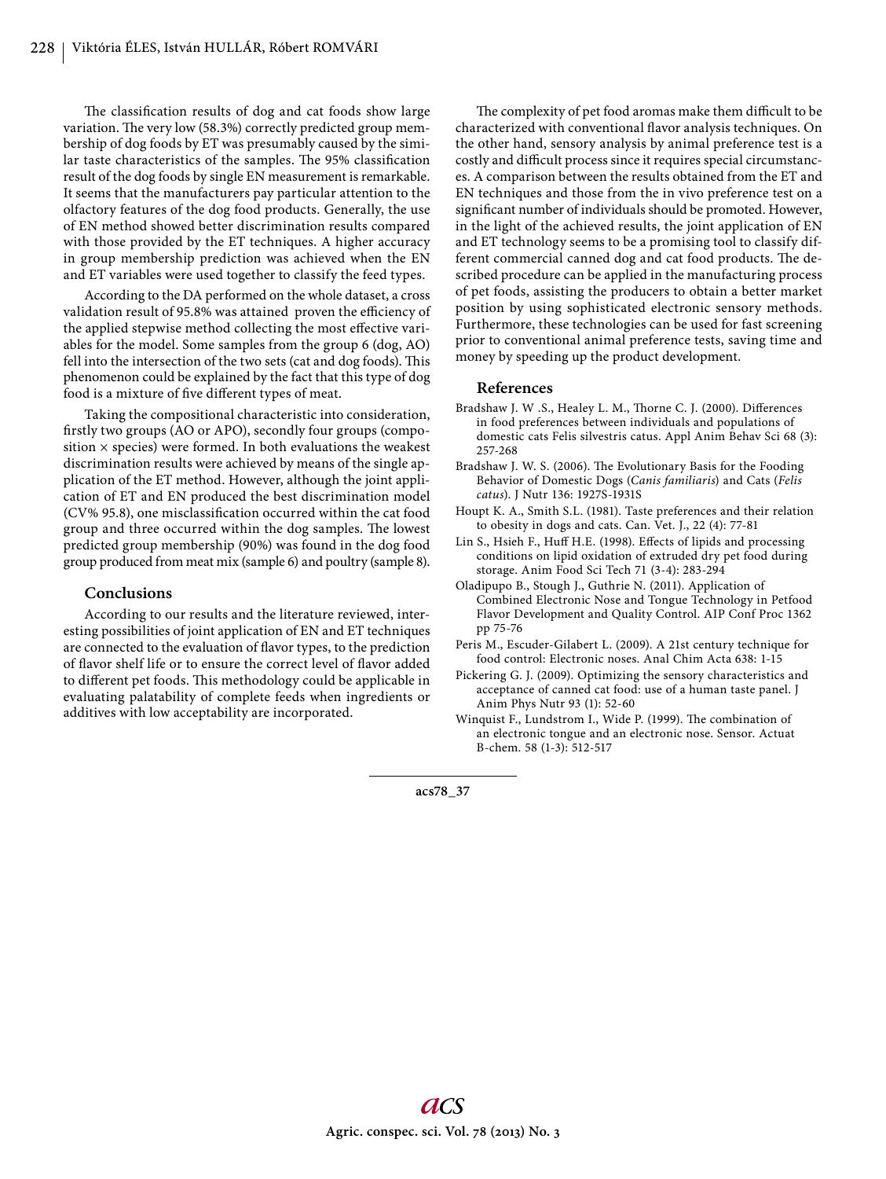The classification results of dog and cat foods show large variation. The very low (58.3%) correctly predicted group membership of dog foods by ET was presumably caused by the similar taste characteristics of the samples. The 95% classification result of the dog foods by single EN measurement is remarkable. It seems that the manufacturers pay particular attention to the olfactory features of the dog food products. Generally, the use of EN method showed better discrimination results compared with those provided by the ET techniques. A higher accuracy in group membership prediction was achieved when the EN and ET variables were used together to classify the feed types.

According to the DA performed on the whole dataset, a cross validation result of 95.8% was attained proven the efficiency of the applied stepwise method collecting the most effective variables for the model. Some samples from the group 6 (dog, AO) fell into the intersection of the two sets (cat and dog foods). This phenomenon could be explained by the fact that this type of dog food is a mixture of five different types of meat.

Taking the compositional characteristic into consideration, firstly two groups (AO or APO), secondly four groups (composition × species) were formed. In both evaluations the weakest discrimination results were achieved by means of the single application of the ET method. However, although the joint application of ET and EN produced the best discrimination model (CV% 95.8), one misclassification occurred within the cat food group and three occurred within the dog samples. The lowest predicted group membership (90%) was found in the dog food group produced from meat mix (sample 6) and poultry (sample 8).

## Conclusions

According to our results and the literature reviewed, interesting possibilities of joint application of EN and ET techniques are connected to the evaluation of flavor types, to the prediction of flavor shelf life or to ensure the correct level of flavor added to different pet foods. This methodology could be applicable in evaluating palatability of complete feeds when ingredients or additives with low acceptability are incorporated.

The complexity of pet food aromas make them difficult to be characterized with conventional flavor analysis techniques. On the other hand, sensory analysis by animal preference test is a costly and difficult process since it requires special circumstances. A comparison between the results obtained from the ET and EN techniques and those from the in vivo preference test on a significant number of individuals should be promoted. However, in the light of the achieved results, the joint application of EN and ET technology seems to be a promising tool to classify different commercial canned dog and cat food products. The described procedure can be applied in the manufacturing process of pet foods, assisting the producers to obtain a better market position by using sophisticated electronic sensory methods. Furthermore, these technologies can be used for fast screening prior to conventional animal preference tests, saving time and money by speeding up the product development.

## References

Bradshaw J. W .S., Healey L. M., Thorne C. J. (2000). Differences in food preferences between individuals and populations of domestic cats Felis silvestris catus. Appl Anim Behav Sci 68 (3): 257-268

Bradshaw J. W. S. (2006). The Evolutionary Basis for the Fooding Behavior of Domestic Dogs (*Canis familiaris*) and Cats (*Felis catus*). J Nutr 136: 1927S-1931S

Houpt K. A., Smith S.L. (1981). Taste preferences and their relation to obesity in dogs and cats. Can. Vet. J., 22 (4): 77-81

Lin S., Hsieh F., Huff H.E. (1998). Effects of lipids and processing conditions on lipid oxidation of extruded dry pet food during storage. Anim Food Sci Tech 71 (3-4): 283-294

Oladipupo B., Stough J., Guthrie N. (2011). Application of Combined Electronic Nose and Tongue Technology in Petfood Flavor Development and Quality Control. AIP Conf Proc 1362 pp 75-76

Peris M., Escuder-Gilabert L. (2009). A 21st century technique for food control: Electronic noses. Anal Chim Acta 638: 1-15

Pickering G. J. (2009). Optimizing the sensory characteristics and acceptance of canned cat food: use of a human taste panel. J Anim Phys Nutr 93 (1): 52-60

Winquist F., Lundstrom I., Wide P. (1999). The combination of an electronic tongue and an electronic nose. Sensor. Actuat B-chem. 58 (1-3): 512-517

acs78_37